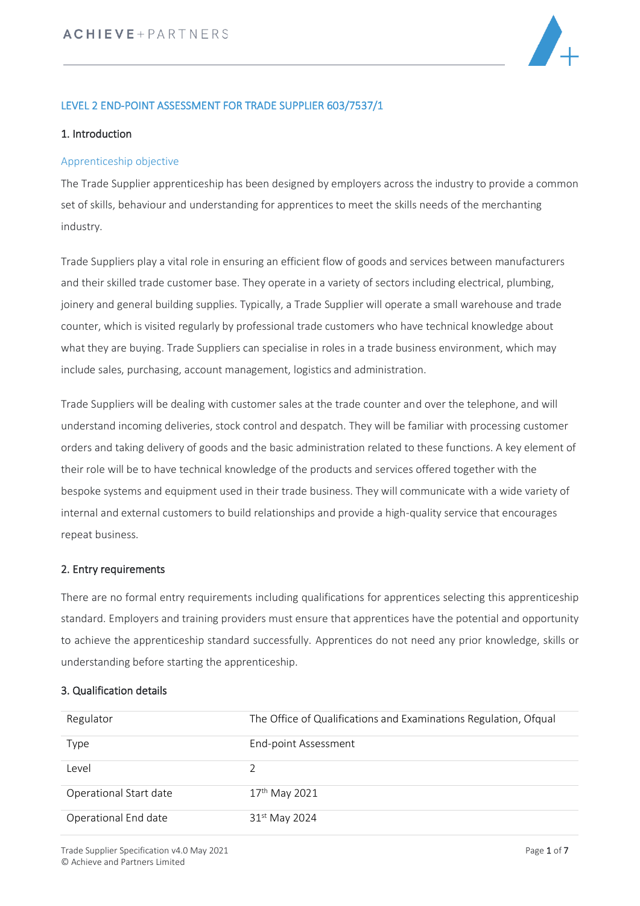# LEVEL 2 END-POINT ASSESSMENT FOR TRADE SUPPLIER 603/7537/1

## 1. Introduction

### Apprenticeship objective

The Trade Supplier apprenticeship has been designed by employers across the industry to provide a common set of skills, behaviour and understanding for apprentices to meet the skills needs of the merchanting industry.

Trade Suppliers play a vital role in ensuring an efficient flow of goods and services between manufacturers and their skilled trade customer base. They operate in a variety of sectors including electrical, plumbing, joinery and general building supplies. Typically, a Trade Supplier will operate a small warehouse and trade counter, which is visited regularly by professional trade customers who have technical knowledge about what they are buying. Trade Suppliers can specialise in roles in a trade business environment, which may include sales, purchasing, account management, logistics and administration.

Trade Suppliers will be dealing with customer sales at the trade counter and over the telephone, and will understand incoming deliveries, stock control and despatch. They will be familiar with processing customer orders and taking delivery of goods and the basic administration related to these functions. A key element of their role will be to have technical knowledge of the products and services offered together with the bespoke systems and equipment used in their trade business. They will communicate with a wide variety of internal and external customers to build relationships and provide a high-quality service that encourages repeat business.

## 2. Entry requirements

There are no formal entry requirements including qualifications for apprentices selecting this apprenticeship standard. Employers and training providers must ensure that apprentices have the potential and opportunity to achieve the apprenticeship standard successfully. Apprentices do not need any prior knowledge, skills or understanding before starting the apprenticeship.

## 3. Qualification details

| | |
|---|---|
| Regulator | The Office of Qualifications and Examinations Regulation, Ofqual |
| Type | End-point Assessment |
| Level | 2 |
| Operational Start date | 17th May 2021 |
| Operational End date | 31st May 2024 |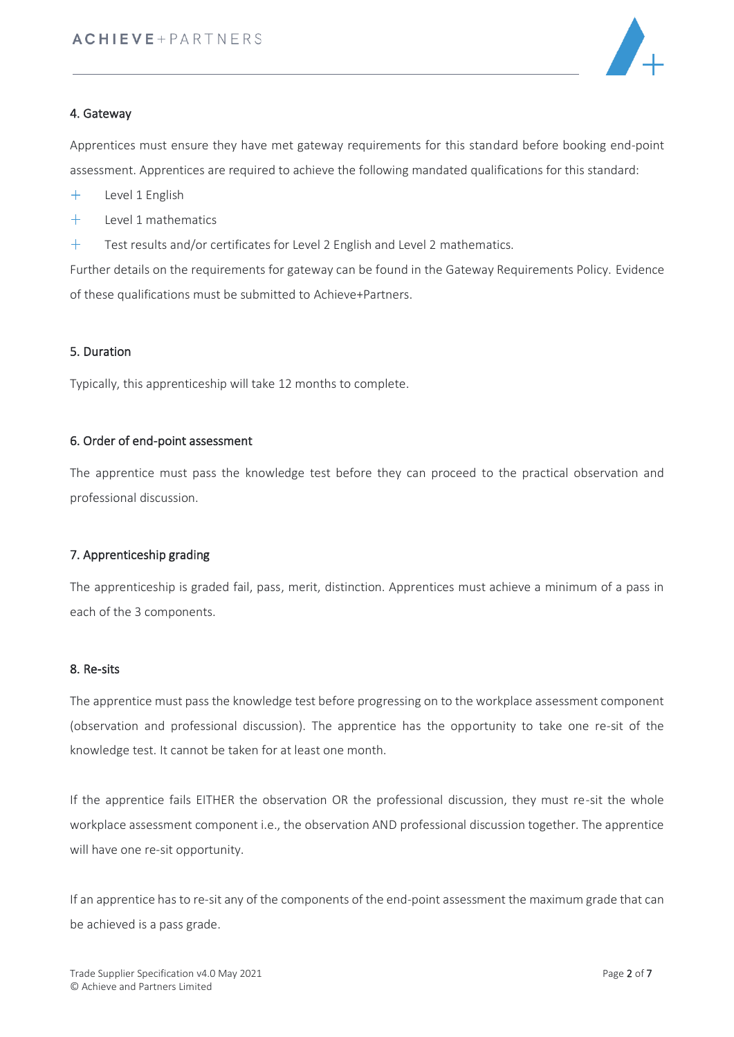## 4. Gateway

Apprentices must ensure they have met gateway requirements for this standard before booking end-point assessment. Apprentices are required to achieve the following mandated qualifications for this standard:

- Level 1 English
- Level 1 mathematics
- Test results and/or certificates for Level 2 English and Level 2 mathematics.

Further details on the requirements for gateway can be found in the Gateway Requirements Policy. Evidence of these qualifications must be submitted to Achieve+Partners.

## 5. Duration

Typically, this apprenticeship will take 12 months to complete.

## 6. Order of end-point assessment

The apprentice must pass the knowledge test before they can proceed to the practical observation and professional discussion.

## 7. Apprenticeship grading

The apprenticeship is graded fail, pass, merit, distinction. Apprentices must achieve a minimum of a pass in each of the 3 components.

## 8. Re-sits

The apprentice must pass the knowledge test before progressing on to the workplace assessment component (observation and professional discussion). The apprentice has the opportunity to take one re-sit of the knowledge test. It cannot be taken for at least one month.

If the apprentice fails EITHER the observation OR the professional discussion, they must re-sit the whole workplace assessment component i.e., the observation AND professional discussion together. The apprentice will have one re-sit opportunity.

If an apprentice has to re-sit any of the components of the end-point assessment the maximum grade that can be achieved is a pass grade.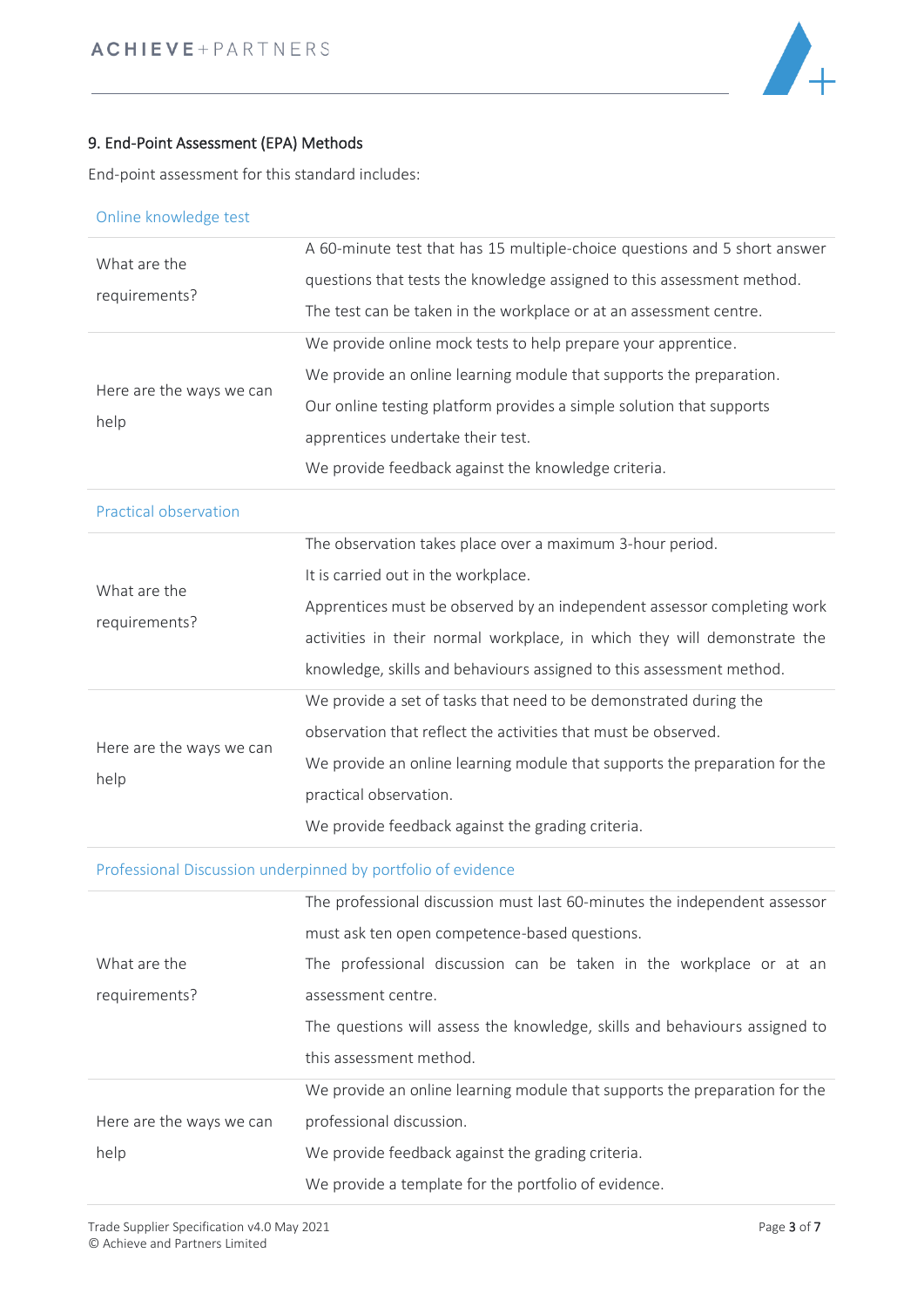## 9. End-Point Assessment (EPA) Methods

End-point assessment for this standard includes:

### Online knowledge test

| | |
|---|---|
| What are the requirements? | A 60-minute test that has 15 multiple-choice questions and 5 short answer questions that tests the knowledge assigned to this assessment method.<br>The test can be taken in the workplace or at an assessment centre. |
| Here are the ways we can help | We provide online mock tests to help prepare your apprentice.<br>We provide an online learning module that supports the preparation.<br>Our online testing platform provides a simple solution that supports apprentices undertake their test.<br>We provide feedback against the knowledge criteria. |

### Practical observation

| | |
|---|---|
| What are the requirements? | The observation takes place over a maximum 3-hour period.<br>It is carried out in the workplace.<br>Apprentices must be observed by an independent assessor completing work activities in their normal workplace, in which they will demonstrate the knowledge, skills and behaviours assigned to this assessment method. |
| Here are the ways we can help | We provide a set of tasks that need to be demonstrated during the observation that reflect the activities that must be observed.<br>We provide an online learning module that supports the preparation for the practical observation.<br>We provide feedback against the grading criteria. |

### Professional Discussion underpinned by portfolio of evidence

| | |
|---|---|
| What are the requirements? | The professional discussion must last 60-minutes the independent assessor must ask ten open competence-based questions.<br>The professional discussion can be taken in the workplace or at an assessment centre.<br>The questions will assess the knowledge, skills and behaviours assigned to this assessment method. |
| Here are the ways we can help | We provide an online learning module that supports the preparation for the professional discussion.<br>We provide feedback against the grading criteria.<br>We provide a template for the portfolio of evidence. |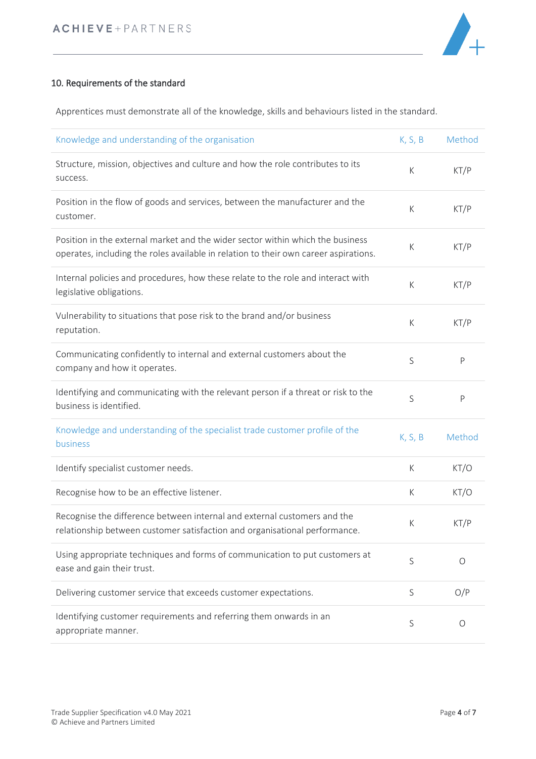## 10. Requirements of the standard

Apprentices must demonstrate all of the knowledge, skills and behaviours listed in the standard.

| Knowledge and understanding of the organisation | K, S, B | Method |
|---|---|---|
| Structure, mission, objectives and culture and how the role contributes to its success. | K | KT/P |
| Position in the flow of goods and services, between the manufacturer and the customer. | K | KT/P |
| Position in the external market and the wider sector within which the business operates, including the roles available in relation to their own career aspirations. | K | KT/P |
| Internal policies and procedures, how these relate to the role and interact with legislative obligations. | K | KT/P |
| Vulnerability to situations that pose risk to the brand and/or business reputation. | K | KT/P |
| Communicating confidently to internal and external customers about the company and how it operates. | S | P |
| Identifying and communicating with the relevant person if a threat or risk to the business is identified. | S | P |
| **Knowledge and understanding of the specialist trade customer profile of the business** | **K, S, B** | **Method** |
| Identify specialist customer needs. | K | KT/O |
| Recognise how to be an effective listener. | K | KT/O |
| Recognise the difference between internal and external customers and the relationship between customer satisfaction and organisational performance. | K | KT/P |
| Using appropriate techniques and forms of communication to put customers at ease and gain their trust. | S | O |
| Delivering customer service that exceeds customer expectations. | S | O/P |
| Identifying customer requirements and referring them onwards in an appropriate manner. | S | O |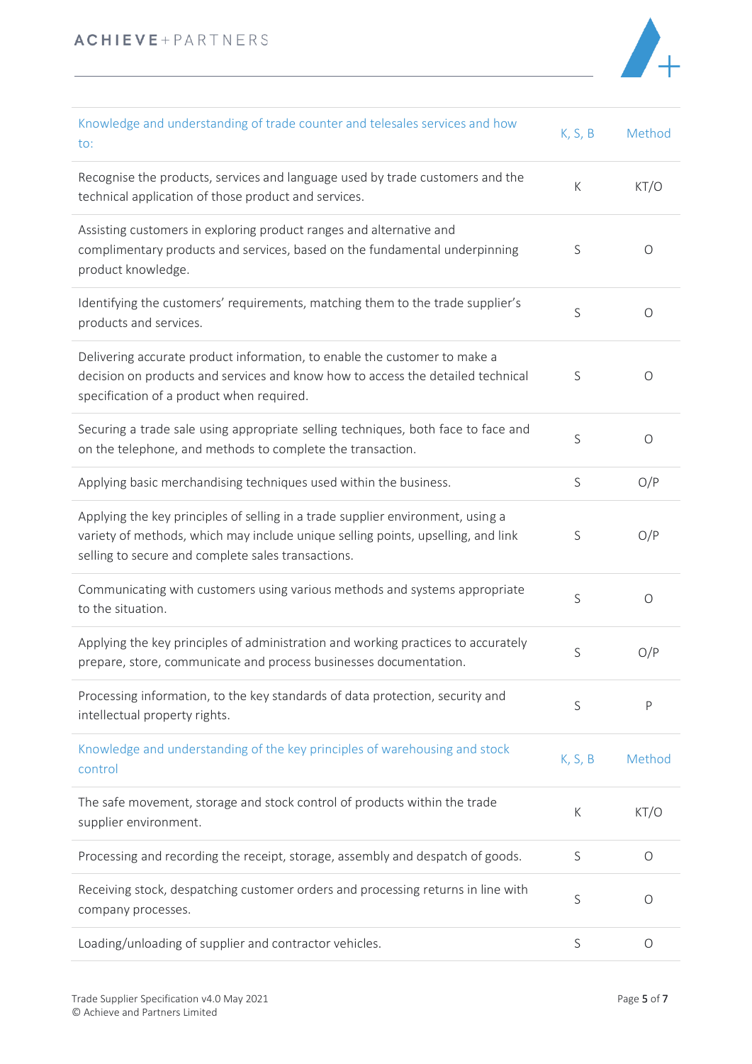| Knowledge and understanding of trade counter and telesales services and how to: | K, S, B | Method |
|---|---|---|
| Recognise the products, services and language used by trade customers and the technical application of those product and services. | K | KT/O |
| Assisting customers in exploring product ranges and alternative and complimentary products and services, based on the fundamental underpinning product knowledge. | S | O |
| Identifying the customers' requirements, matching them to the trade supplier's products and services. | S | O |
| Delivering accurate product information, to enable the customer to make a decision on products and services and know how to access the detailed technical specification of a product when required. | S | O |
| Securing a trade sale using appropriate selling techniques, both face to face and on the telephone, and methods to complete the transaction. | S | O |
| Applying basic merchandising techniques used within the business. | S | O/P |
| Applying the key principles of selling in a trade supplier environment, using a variety of methods, which may include unique selling points, upselling, and link selling to secure and complete sales transactions. | S | O/P |
| Communicating with customers using various methods and systems appropriate to the situation. | S | O |
| Applying the key principles of administration and working practices to accurately prepare, store, communicate and process businesses documentation. | S | O/P |
| Processing information, to the key standards of data protection, security and intellectual property rights. | S | P |

| Knowledge and understanding of the key principles of warehousing and stock control | K, S, B | Method |
|---|---|---|
| The safe movement, storage and stock control of products within the trade supplier environment. | K | KT/O |
| Processing and recording the receipt, storage, assembly and despatch of goods. | S | O |
| Receiving stock, despatching customer orders and processing returns in line with company processes. | S | O |
| Loading/unloading of supplier and contractor vehicles. | S | O |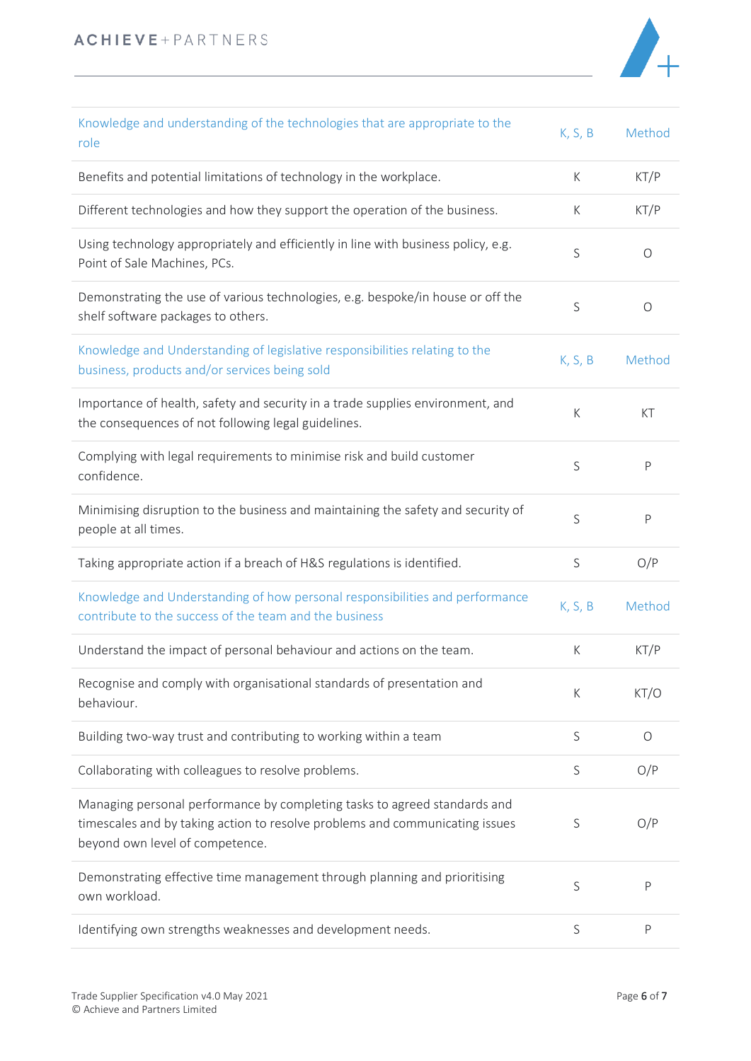| | | |
|---|---|---|
| Knowledge and understanding of the technologies that are appropriate to the role | K, S, B | Method |
| Benefits and potential limitations of technology in the workplace. | K | KT/P |
| Different technologies and how they support the operation of the business. | K | KT/P |
| Using technology appropriately and efficiently in line with business policy, e.g. Point of Sale Machines, PCs. | S | O |
| Demonstrating the use of various technologies, e.g. bespoke/in house or off the shelf software packages to others. | S | O |
| Knowledge and Understanding of legislative responsibilities relating to the business, products and/or services being sold | K, S, B | Method |
| Importance of health, safety and security in a trade supplies environment, and the consequences of not following legal guidelines. | K | KT |
| Complying with legal requirements to minimise risk and build customer confidence. | S | P |
| Minimising disruption to the business and maintaining the safety and security of people at all times. | S | P |
| Taking appropriate action if a breach of H&S regulations is identified. | S | O/P |
| Knowledge and Understanding of how personal responsibilities and performance contribute to the success of the team and the business | K, S, B | Method |
| Understand the impact of personal behaviour and actions on the team. | K | KT/P |
| Recognise and comply with organisational standards of presentation and behaviour. | K | KT/O |
| Building two-way trust and contributing to working within a team | S | O |
| Collaborating with colleagues to resolve problems. | S | O/P |
| Managing personal performance by completing tasks to agreed standards and timescales and by taking action to resolve problems and communicating issues beyond own level of competence. | S | O/P |
| Demonstrating effective time management through planning and prioritising own workload. | S | P |
| Identifying own strengths weaknesses and development needs. | S | P |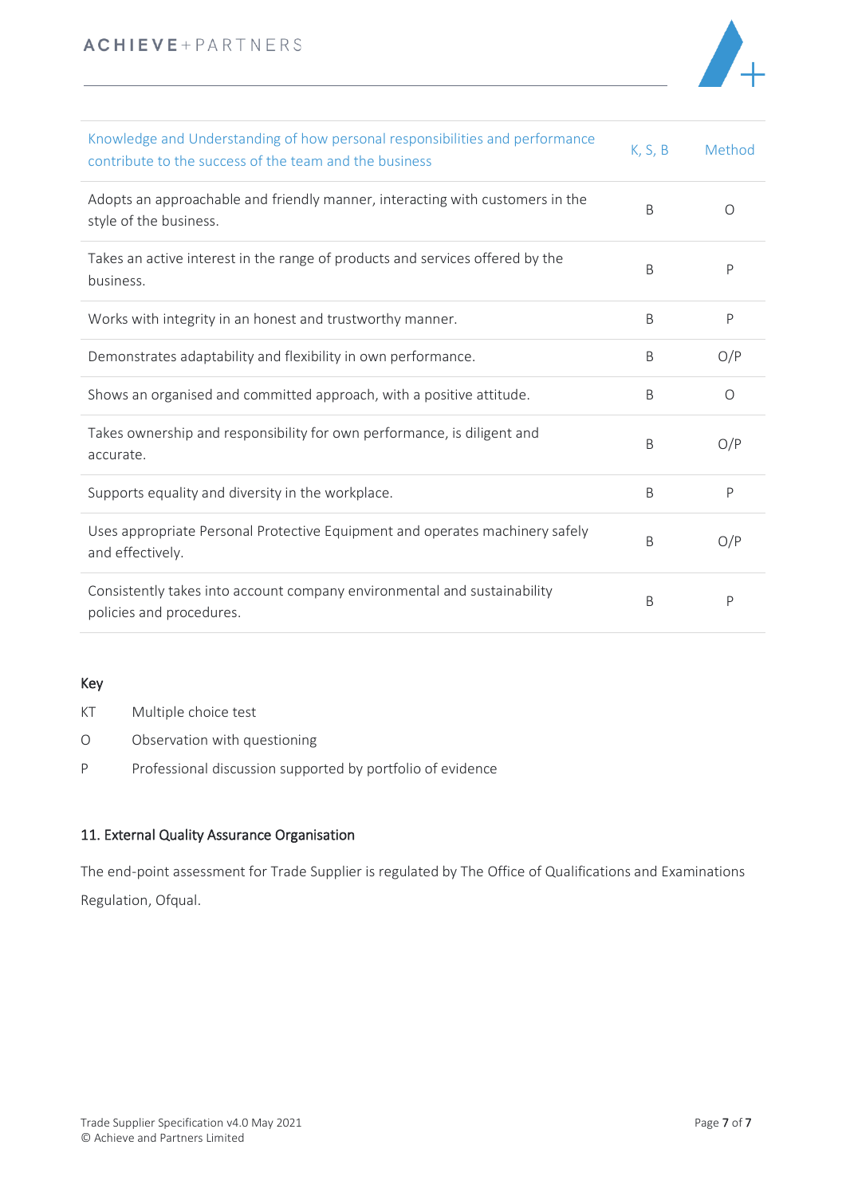| Knowledge and Understanding of how personal responsibilities and performance contribute to the success of the team and the business | K, S, B | Method |
|---|---|---|
| Adopts an approachable and friendly manner, interacting with customers in the style of the business. | B | O |
| Takes an active interest in the range of products and services offered by the business. | B | P |
| Works with integrity in an honest and trustworthy manner. | B | P |
| Demonstrates adaptability and flexibility in own performance. | B | O/P |
| Shows an organised and committed approach, with a positive attitude. | B | O |
| Takes ownership and responsibility for own performance, is diligent and accurate. | B | O/P |
| Supports equality and diversity in the workplace. | B | P |
| Uses appropriate Personal Protective Equipment and operates machinery safely and effectively. | B | O/P |
| Consistently takes into account company environmental and sustainability policies and procedures. | B | P |

**Key**

KT Multiple choice test

O Observation with questioning

P Professional discussion supported by portfolio of evidence

## 11. External Quality Assurance Organisation

The end-point assessment for Trade Supplier is regulated by The Office of Qualifications and Examinations Regulation, Ofqual.